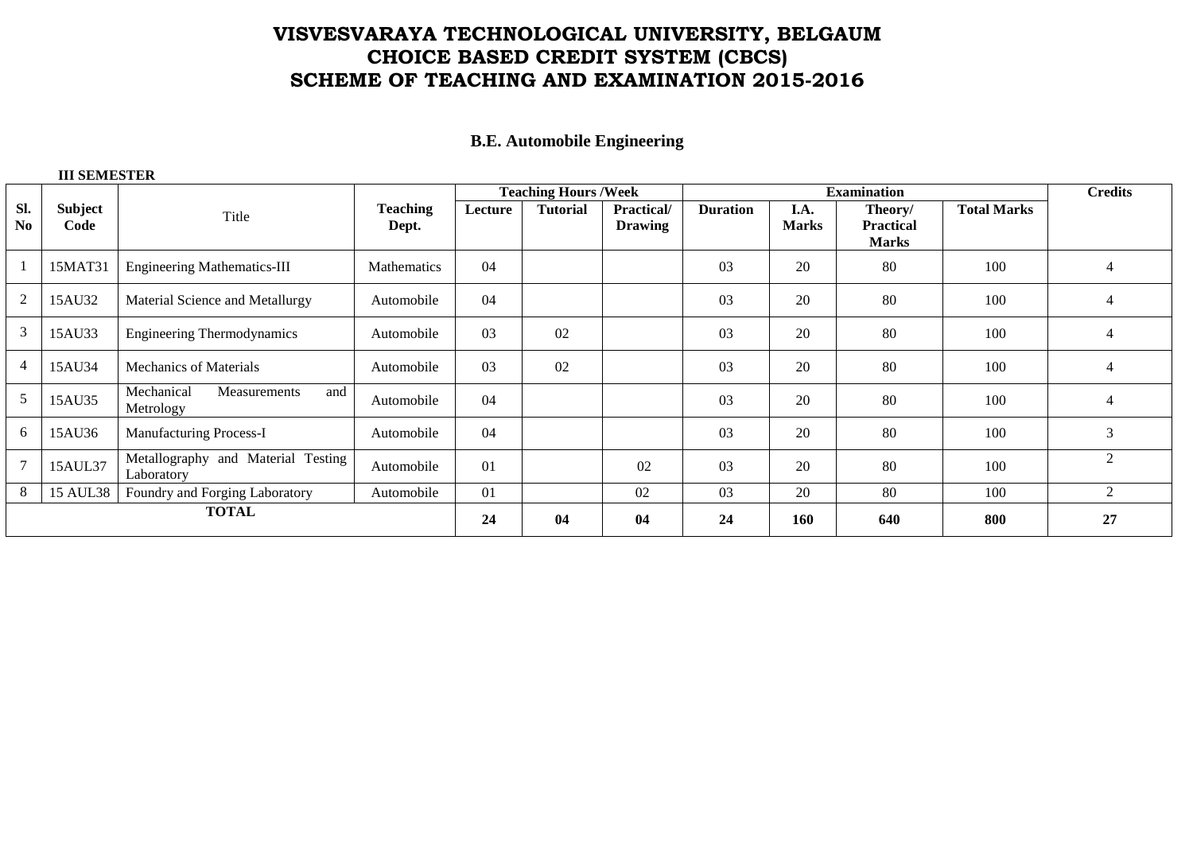# VISVESVARAYA TECHNOLOGICAL UNIVERSITY, BELGAUM
# CHOICE BASED CREDIT SYSTEM (CBCS)
# SCHEME OF TEACHING AND EXAMINATION 2015-2016

## B.E. Automobile Engineering

**III SEMESTER**

| Sl. No | Subject Code | Title | Teaching Dept. | Teaching Hours /Week | | | Examination | | | | Credits |
|---|---|---|---|---|---|---|---|---|---|---|---|
| | | | | Lecture | Tutorial | Practical/ Drawing | Duration | I.A. Marks | Theory/ Practical Marks | Total Marks | |
| 1 | 15MAT31 | Engineering Mathematics-III | Mathematics | 04 | | | 03 | 20 | 80 | 100 | 4 |
| 2 | 15AU32 | Material Science and Metallurgy | Automobile | 04 | | | 03 | 20 | 80 | 100 | 4 |
| 3 | 15AU33 | Engineering Thermodynamics | Automobile | 03 | 02 | | 03 | 20 | 80 | 100 | 4 |
| 4 | 15AU34 | Mechanics of Materials | Automobile | 03 | 02 | | 03 | 20 | 80 | 100 | 4 |
| 5 | 15AU35 | Mechanical Measurements and Metrology | Automobile | 04 | | | 03 | 20 | 80 | 100 | 4 |
| 6 | 15AU36 | Manufacturing Process-I | Automobile | 04 | | | 03 | 20 | 80 | 100 | 3 |
| 7 | 15AUL37 | Metallography and Material Testing Laboratory | Automobile | 01 | | 02 | 03 | 20 | 80 | 100 | 2 |
| 8 | 15 AUL38 | Foundry and Forging Laboratory | Automobile | 01 | | 02 | 03 | 20 | 80 | 100 | 2 |
| **TOTAL** | | | | **24** | **04** | **04** | **24** | **160** | **640** | **800** | **27** |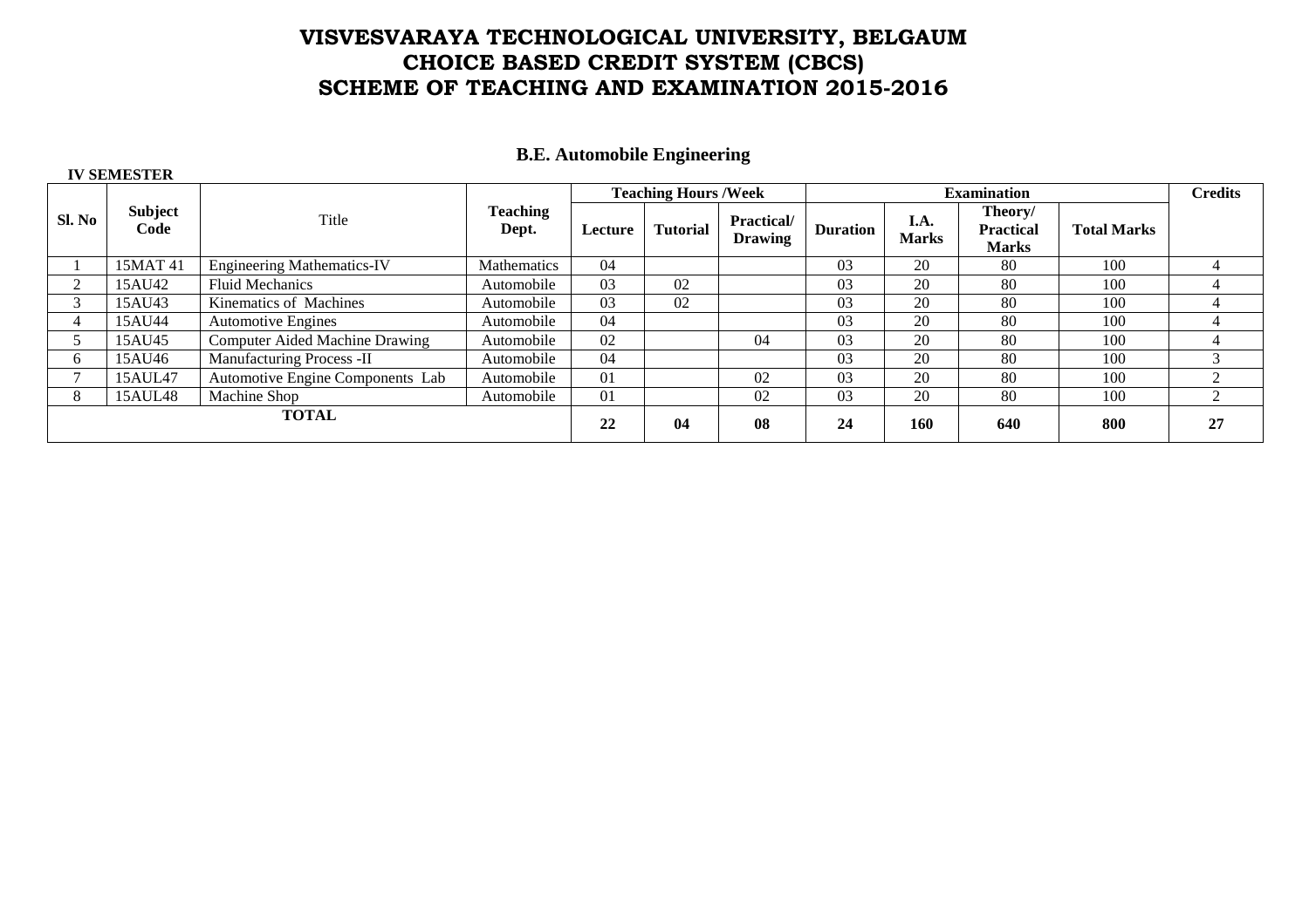# VISVESVARAYA TECHNOLOGICAL UNIVERSITY, BELGAUM
# CHOICE BASED CREDIT SYSTEM (CBCS)
# SCHEME OF TEACHING AND EXAMINATION 2015-2016

## B.E. Automobile Engineering

**IV SEMESTER**

| Sl. No | Subject Code | Title | Teaching Dept. | Teaching Hours /Week | | | Examination | | | | Credits |
|---|---|---|---|---|---|---|---|---|---|---|---|
| | | | | Lecture | Tutorial | Practical/ Drawing | Duration | I.A. Marks | Theory/ Practical Marks | Total Marks | |
| 1 | 15MAT 41 | Engineering Mathematics-IV | Mathematics | 04 | | | 03 | 20 | 80 | 100 | 4 |
| 2 | 15AU42 | Fluid Mechanics | Automobile | 03 | 02 | | 03 | 20 | 80 | 100 | 4 |
| 3 | 15AU43 | Kinematics of Machines | Automobile | 03 | 02 | | 03 | 20 | 80 | 100 | 4 |
| 4 | 15AU44 | Automotive Engines | Automobile | 04 | | | 03 | 20 | 80 | 100 | 4 |
| 5 | 15AU45 | Computer Aided Machine Drawing | Automobile | 02 | | 04 | 03 | 20 | 80 | 100 | 4 |
| 6 | 15AU46 | Manufacturing Process -II | Automobile | 04 | | | 03 | 20 | 80 | 100 | 3 |
| 7 | 15AUL47 | Automotive Engine Components Lab | Automobile | 01 | | 02 | 03 | 20 | 80 | 100 | 2 |
| 8 | 15AUL48 | Machine Shop | Automobile | 01 | | 02 | 03 | 20 | 80 | 100 | 2 |
| **TOTAL** | | | | **22** | **04** | **08** | **24** | **160** | **640** | **800** | **27** |